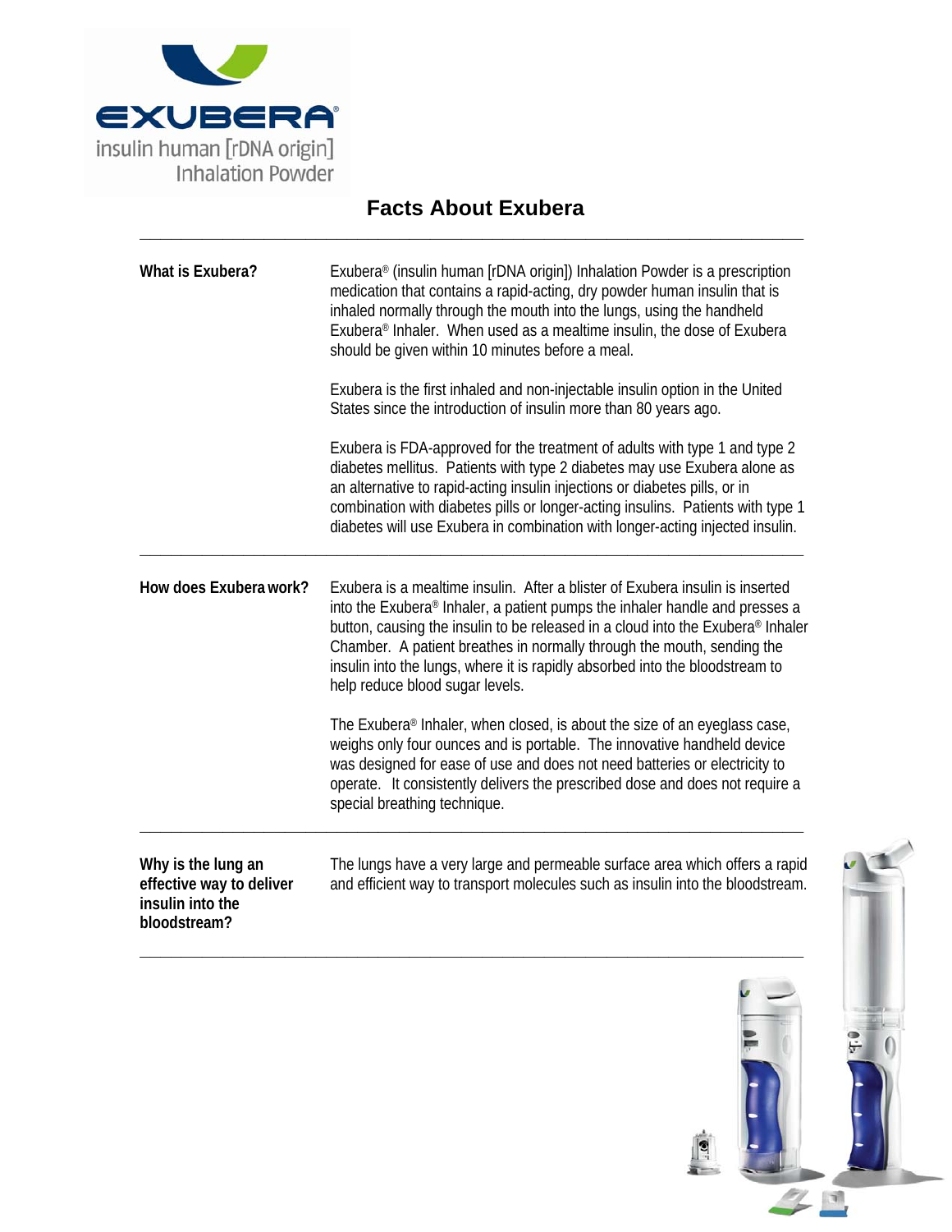EXUBERA®

insulin human [rDNA origin]
Inhalation Powder

# Facts About Exubera

---

**What is Exubera?**

Exubera® (insulin human [rDNA origin]) Inhalation Powder is a prescription medication that contains a rapid-acting, dry powder human insulin that is inhaled normally through the mouth into the lungs, using the handheld Exubera® Inhaler. When used as a mealtime insulin, the dose of Exubera should be given within 10 minutes before a meal.

Exubera is the first inhaled and non-injectable insulin option in the United States since the introduction of insulin more than 80 years ago.

Exubera is FDA-approved for the treatment of adults with type 1 and type 2 diabetes mellitus. Patients with type 2 diabetes may use Exubera alone as an alternative to rapid-acting insulin injections or diabetes pills, or in combination with diabetes pills or longer-acting insulins. Patients with type 1 diabetes will use Exubera in combination with longer-acting injected insulin.

---

**How does Exubera work?**

Exubera is a mealtime insulin. After a blister of Exubera insulin is inserted into the Exubera® Inhaler, a patient pumps the inhaler handle and presses a button, causing the insulin to be released in a cloud into the Exubera® Inhaler Chamber. A patient breathes in normally through the mouth, sending the insulin into the lungs, where it is rapidly absorbed into the bloodstream to help reduce blood sugar levels.

The Exubera® Inhaler, when closed, is about the size of an eyeglass case, weighs only four ounces and is portable. The innovative handheld device was designed for ease of use and does not need batteries or electricity to operate. It consistently delivers the prescribed dose and does not require a special breathing technique.

---

**Why is the lung an effective way to deliver insulin into the bloodstream?**

The lungs have a very large and permeable surface area which offers a rapid and efficient way to transport molecules such as insulin into the bloodstream.

---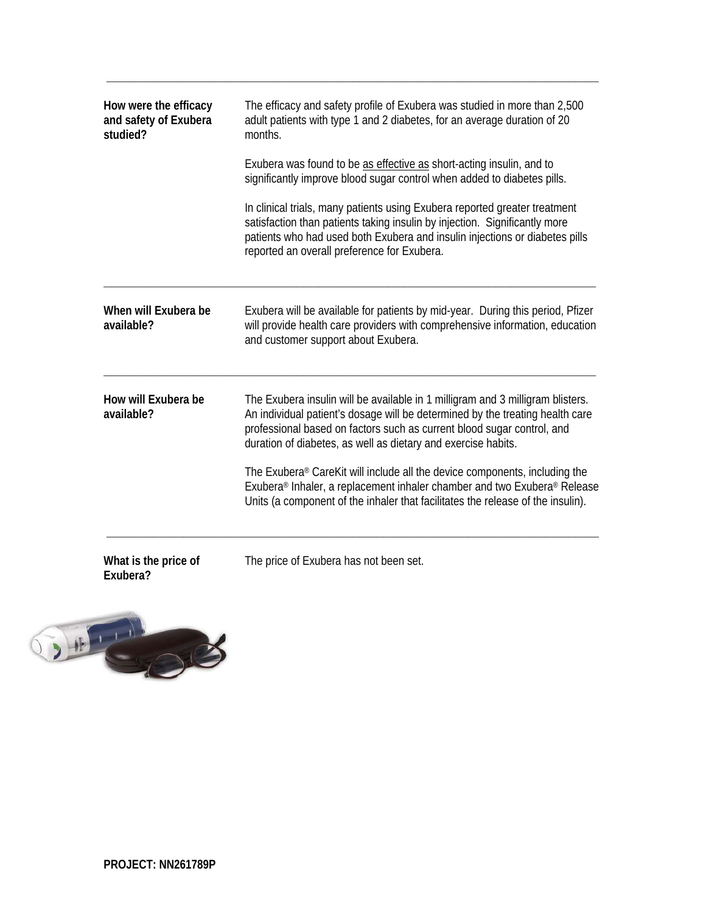**How were the efficacy and safety of Exubera studied?**

The efficacy and safety profile of Exubera was studied in more than 2,500 adult patients with type 1 and 2 diabetes, for an average duration of 20 months.

Exubera was found to be as effective as short-acting insulin, and to significantly improve blood sugar control when added to diabetes pills.

In clinical trials, many patients using Exubera reported greater treatment satisfaction than patients taking insulin by injection. Significantly more patients who had used both Exubera and insulin injections or diabetes pills reported an overall preference for Exubera.

---

**When will Exubera be available?**

Exubera will be available for patients by mid-year. During this period, Pfizer will provide health care providers with comprehensive information, education and customer support about Exubera.

---

**How will Exubera be available?**

The Exubera insulin will be available in 1 milligram and 3 milligram blisters. An individual patient's dosage will be determined by the treating health care professional based on factors such as current blood sugar control, and duration of diabetes, as well as dietary and exercise habits.

The Exubera® CareKit will include all the device components, including the Exubera® Inhaler, a replacement inhaler chamber and two Exubera® Release Units (a component of the inhaler that facilitates the release of the insulin).

---

**What is the price of Exubera?**

The price of Exubera has not been set.

**PROJECT: NN261789P**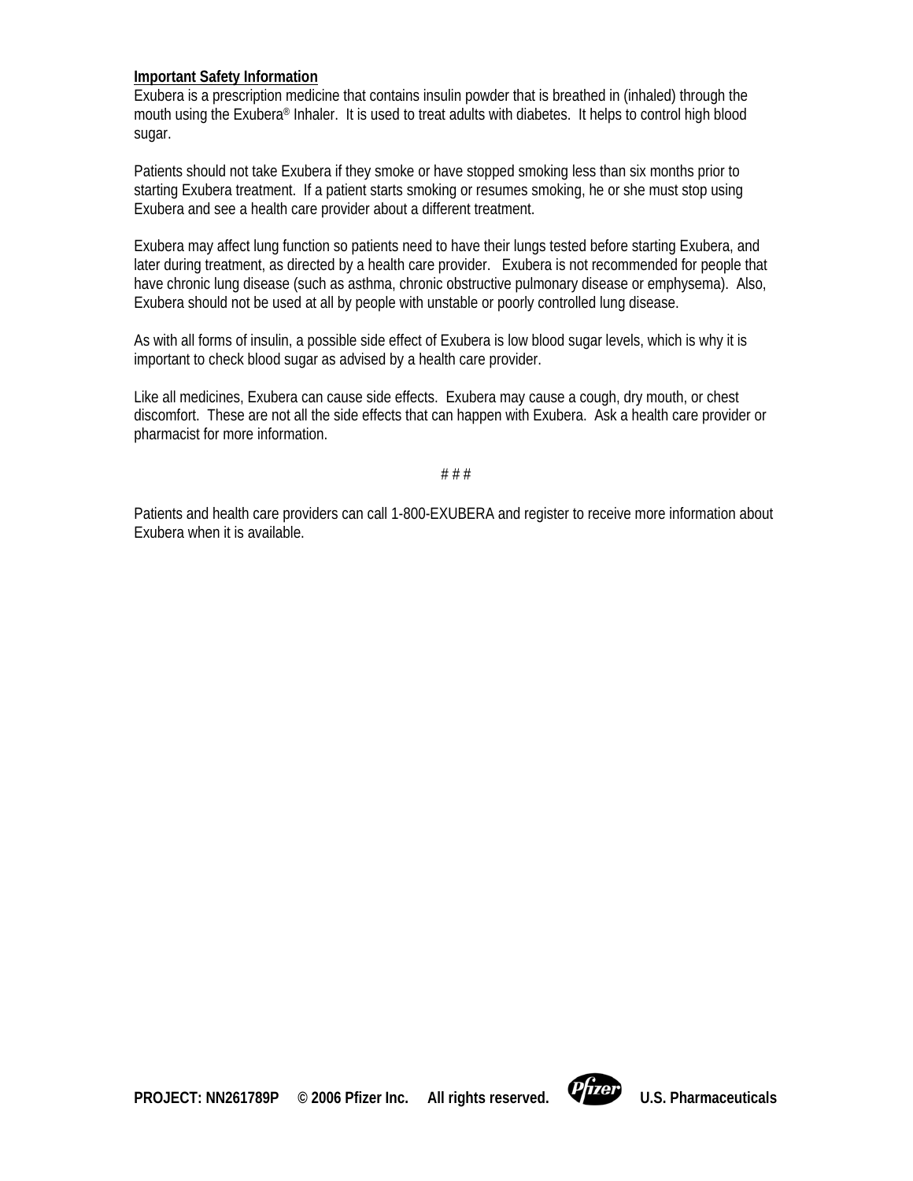**Important Safety Information**

Exubera is a prescription medicine that contains insulin powder that is breathed in (inhaled) through the mouth using the Exubera® Inhaler. It is used to treat adults with diabetes. It helps to control high blood sugar.

Patients should not take Exubera if they smoke or have stopped smoking less than six months prior to starting Exubera treatment. If a patient starts smoking or resumes smoking, he or she must stop using Exubera and see a health care provider about a different treatment.

Exubera may affect lung function so patients need to have their lungs tested before starting Exubera, and later during treatment, as directed by a health care provider. Exubera is not recommended for people that have chronic lung disease (such as asthma, chronic obstructive pulmonary disease or emphysema). Also, Exubera should not be used at all by people with unstable or poorly controlled lung disease.

As with all forms of insulin, a possible side effect of Exubera is low blood sugar levels, which is why it is important to check blood sugar as advised by a health care provider.

Like all medicines, Exubera can cause side effects. Exubera may cause a cough, dry mouth, or chest discomfort. These are not all the side effects that can happen with Exubera. Ask a health care provider or pharmacist for more information.

# # #

Patients and health care providers can call 1-800-EXUBERA and register to receive more information about Exubera when it is available.

**PROJECT: NN261789P © 2006 Pfizer Inc. All rights reserved. Pfizer U.S. Pharmaceuticals**